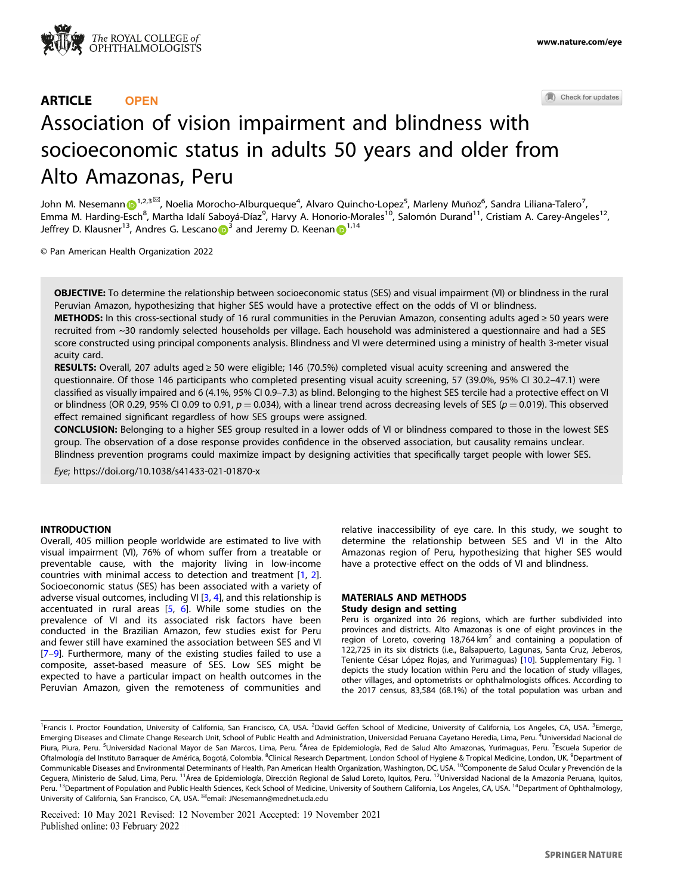ARTICLE OPEN

# Association of vision impairment and blindness with socioeconomic status in adults 50 years and older from Alto Amazonas, Peru

John M. Nesemann[1,2,3], Noelia Morocho-Alburqueque[4], Alvaro Quincho-Lopez[5], Marleny Muñoz[6], Sandra Liliana-Talero[7], Emma M. Harding-Esch[8], Martha Idalí Saboyá-Díaz[9], Harvy A. Honorio-Morales[10], Salomón Durand[11], Cristiam A. Carey-Angeles[12], Jeffrey D. Klausner[13], Andres G. Lescano[3] and Jeremy D. Keenan[1,14]

© Pan American Health Organization 2022

**OBJECTIVE:** To determine the relationship between socioeconomic status (SES) and visual impairment (VI) or blindness in the rural Peruvian Amazon, hypothesizing that higher SES would have a protective effect on the odds of VI or blindness.
**METHODS:** In this cross-sectional study of 16 rural communities in the Peruvian Amazon, consenting adults aged ≥ 50 years were recruited from ~30 randomly selected households per village. Each household was administered a questionnaire and had a SES score constructed using principal components analysis. Blindness and VI were determined using a ministry of health 3-meter visual acuity card.
**RESULTS:** Overall, 207 adults aged ≥ 50 were eligible; 146 (70.5%) completed visual acuity screening and answered the questionnaire. Of those 146 participants who completed presenting visual acuity screening, 57 (39.0%, 95% CI 30.2–47.1) were classified as visually impaired and 6 (4.1%, 95% CI 0.9–7.3) as blind. Belonging to the highest SES tercile had a protective effect on VI or blindness (OR 0.29, 95% CI 0.09 to 0.91, $p = 0.034$), with a linear trend across decreasing levels of SES ($p = 0.019$). This observed effect remained significant regardless of how SES groups were assigned.
**CONCLUSION:** Belonging to a higher SES group resulted in a lower odds of VI or blindness compared to those in the lowest SES group. The observation of a dose response provides confidence in the observed association, but causality remains unclear. Blindness prevention programs could maximize impact by designing activities that specifically target people with lower SES.

*Eye*; https://doi.org/10.1038/s41433-021-01870-x

## INTRODUCTION

Overall, 405 million people worldwide are estimated to live with visual impairment (VI), 76% of whom suffer from a treatable or preventable cause, with the majority living in low-income countries with minimal access to detection and treatment [1, 2]. Socioeconomic status (SES) has been associated with a variety of adverse visual outcomes, including VI [3, 4], and this relationship is accentuated in rural areas [5, 6]. While some studies on the prevalence of VI and its associated risk factors have been conducted in the Brazilian Amazon, few studies exist for Peru and fewer still have examined the association between SES and VI [7–9]. Furthermore, many of the existing studies failed to use a composite, asset-based measure of SES. Low SES might be expected to have a particular impact on health outcomes in the Peruvian Amazon, given the remoteness of communities and relative inaccessibility of eye care. In this study, we sought to determine the relationship between SES and VI in the Alto Amazonas region of Peru, hypothesizing that higher SES would have a protective effect on the odds of VI and blindness.

## MATERIALS AND METHODS

### Study design and setting

Peru is organized into 26 regions, which are further subdivided into provinces and districts. Alto Amazonas is one of eight provinces in the region of Loreto, covering 18,764 km$^2$ and containing a population of 122,725 in its six districts (i.e., Balsapuerto, Lagunas, Santa Cruz, Jeberos, Teniente César López Rojas, and Yurimaguas) [10]. Supplementary Fig. 1 depicts the study location within Peru and the location of study villages, other villages, and optometrists or ophthalmologists offices. According to the 2017 census, 83,584 (68.1%) of the total population was urban and

[1]Francis I. Proctor Foundation, University of California, San Francisco, CA, USA. [2]David Geffen School of Medicine, University of California, Los Angeles, CA, USA. [3]Emerge, Emerging Diseases and Climate Change Research Unit, School of Public Health and Administration, Universidad Peruana Cayetano Heredia, Lima, Peru. [4]Universidad Nacional de Piura, Piura, Peru. [5]Universidad Nacional Mayor de San Marcos, Lima, Peru. [6]Área de Epidemiología, Red de Salud Alto Amazonas, Yurimaguas, Peru. [7]Escuela Superior de Oftalmología del Instituto Barraquer de América, Bogotá, Colombia. [8]Clinical Research Department, London School of Hygiene & Tropical Medicine, London, UK. [9]Department of Communicable Diseases and Environmental Determinants of Health, Pan American Health Organization, Washington, DC, USA. [10]Componente de Salud Ocular y Prevención de la Ceguera, Ministerio de Salud, Lima, Peru. [11]Área de Epidemiología, Dirección Regional de Salud Loreto, Iquitos, Peru. [12]Universidad Nacional de la Amazonia Peruana, Iquitos, Peru. [13]Department of Population and Public Health Sciences, Keck School of Medicine, University of Southern California, Los Angeles, CA, USA. [14]Department of Ophthalmology, University of California, San Francisco, CA, USA. email: JNesemann@mednet.ucla.edu

Received: 10 May 2021 Revised: 12 November 2021 Accepted: 19 November 2021
Published online: 03 February 2022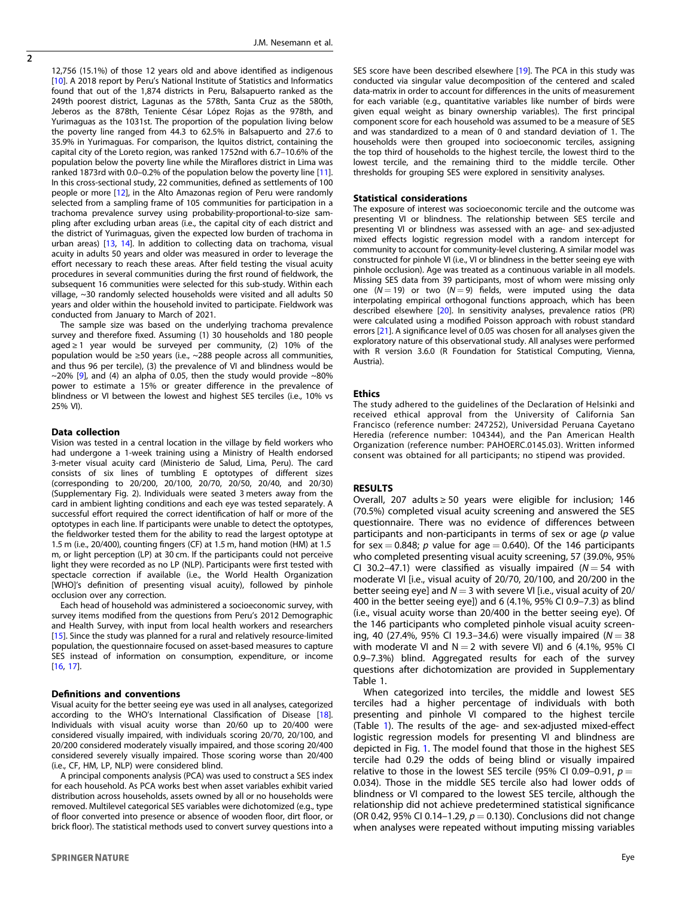12,756 (15.1%) of those 12 years old and above identified as indigenous [10]. A 2018 report by Peru's National Institute of Statistics and Informatics found that out of the 1,874 districts in Peru, Balsapuerto ranked as the 249th poorest district, Lagunas as the 578th, Santa Cruz as the 580th, Jeberos as the 878th, Teniente César López Rojas as the 978th, and Yurimaguas as the 1031st. The proportion of the population living below the poverty line ranged from 44.3 to 62.5% in Balsapuerto and 27.6 to 35.9% in Yurimaguas. For comparison, the Iquitos district, containing the capital city of the Loreto region, was ranked 1752nd with 6.7–10.6% of the population below the poverty line while the Miraflores district in Lima was ranked 1873rd with 0.0–0.2% of the population below the poverty line [11]. In this cross-sectional study, 22 communities, defined as settlements of 100 people or more [12], in the Alto Amazonas region of Peru were randomly selected from a sampling frame of 105 communities for participation in a trachoma prevalence survey using probability-proportional-to-size sampling after excluding urban areas (i.e., the capital city of each district and the district of Yurimaguas, given the expected low burden of trachoma in urban areas) [13, 14]. In addition to collecting data on trachoma, visual acuity in adults 50 years and older was measured in order to leverage the effort necessary to reach these areas. After field testing the visual acuity procedures in several communities during the first round of fieldwork, the subsequent 16 communities were selected for this sub-study. Within each village, ~30 randomly selected households were visited and all adults 50 years and older within the household invited to participate. Fieldwork was conducted from January to March of 2021.

The sample size was based on the underlying trachoma prevalence survey and therefore fixed. Assuming (1) 30 households and 180 people aged ≥ 1 year would be surveyed per community, (2) 10% of the population would be ≥50 years (i.e., ~288 people across all communities, and thus 96 per tercile), (3) the prevalence of VI and blindness would be ~20% [9], and (4) an alpha of 0.05, then the study would provide ~80% power to estimate a 15% or greater difference in the prevalence of blindness or VI between the lowest and highest SES terciles (i.e., 10% vs 25% VI).

### Data collection

Vision was tested in a central location in the village by field workers who had undergone a 1-week training using a Ministry of Health endorsed 3-meter visual acuity card (Ministerio de Salud, Lima, Peru). The card consists of six lines of tumbling E optotypes of different sizes (corresponding to 20/200, 20/100, 20/70, 20/50, 20/40, and 20/30) (Supplementary Fig. 2). Individuals were seated 3 meters away from the card in ambient lighting conditions and each eye was tested separately. A successful effort required the correct identification of half or more of the optotypes in each line. If participants were unable to detect the optotypes, the fieldworker tested them for the ability to read the largest optotype at 1.5 m (i.e., 20/400), counting fingers (CF) at 1.5 m, hand motion (HM) at 1.5 m, or light perception (LP) at 30 cm. If the participants could not perceive light they were recorded as no LP (NLP). Participants were first tested with spectacle correction if available (i.e., the World Health Organization [WHO]'s definition of presenting visual acuity), followed by pinhole occlusion over any correction.

Each head of household was administered a socioeconomic survey, with survey items modified from the questions from Peru's 2012 Demographic and Health Survey, with input from local health workers and researchers [15]. Since the study was planned for a rural and relatively resource-limited population, the questionnaire focused on asset-based measures to capture SES instead of information on consumption, expenditure, or income [16, 17].

### Definitions and conventions

Visual acuity for the better seeing eye was used in all analyses, categorized according to the WHO's International Classification of Disease [18]. Individuals with visual acuity worse than 20/60 up to 20/400 were considered visually impaired, with individuals scoring 20/70, 20/100, and 20/200 considered moderately visually impaired, and those scoring 20/400 considered severely visually impaired. Those scoring worse than 20/400 (i.e., CF, HM, LP, NLP) were considered blind.

A principal components analysis (PCA) was used to construct a SES index for each household. As PCA works best when asset variables exhibit varied distribution across households, assets owned by all or no households were removed. Multilevel categorical SES variables were dichotomized (e.g., type of floor converted into presence or absence of wooden floor, dirt floor, or brick floor). The statistical methods used to convert survey questions into a SES score have been described elsewhere [19]. The PCA in this study was conducted via singular value decomposition of the centered and scaled data-matrix in order to account for differences in the units of measurement for each variable (e.g., quantitative variables like number of birds were given equal weight as binary ownership variables). The first principal component score for each household was assumed to be a measure of SES and was standardized to a mean of 0 and standard deviation of 1. The households were then grouped into socioeconomic terciles, assigning the top third of households to the highest tercile, the lowest third to the lowest tercile, and the remaining third to the middle tercile. Other thresholds for grouping SES were explored in sensitivity analyses.

### Statistical considerations

The exposure of interest was socioeconomic tercile and the outcome was presenting VI or blindness. The relationship between SES tercile and presenting VI or blindness was assessed with an age- and sex-adjusted mixed effects logistic regression model with a random intercept for community to account for community-level clustering. A similar model was constructed for pinhole VI (i.e., VI or blindness in the better seeing eye with pinhole occlusion). Age was treated as a continuous variable in all models. Missing SES data from 39 participants, most of whom were missing only one ($N = 19$) or two ($N = 9$) fields, were imputed using the data interpolating empirical orthogonal functions approach, which has been described elsewhere [20]. In sensitivity analyses, prevalence ratios (PR) were calculated using a modified Poisson approach with robust standard errors [21]. A significance level of 0.05 was chosen for all analyses given the exploratory nature of this observational study. All analyses were performed with R version 3.6.0 (R Foundation for Statistical Computing, Vienna, Austria).

### Ethics

The study adhered to the guidelines of the Declaration of Helsinki and received ethical approval from the University of California San Francisco (reference number: 247252), Universidad Peruana Cayetano Heredia (reference number: 104344), and the Pan American Health Organization (reference number: PAHOERC.0145.03). Written informed consent was obtained for all participants; no stipend was provided.

## RESULTS

Overall, 207 adults ≥ 50 years were eligible for inclusion; 146 (70.5%) completed visual acuity screening and answered the SES questionnaire. There was no evidence of differences between participants and non-participants in terms of sex or age ($p$ value for sex = 0.848; $p$ value for age = 0.640). Of the 146 participants who completed presenting visual acuity screening, 57 (39.0%, 95% CI 30.2–47.1) were classified as visually impaired ($N = 54$ with moderate VI [i.e., visual acuity of 20/70, 20/100, and 20/200 in the better seeing eye] and $N = 3$ with severe VI [i.e., visual acuity of 20/400 in the better seeing eye]) and 6 (4.1%, 95% CI 0.9–7.3) as blind (i.e., visual acuity worse than 20/400 in the better seeing eye). Of the 146 participants who completed pinhole visual acuity screening, 40 (27.4%, 95% CI 19.3–34.6) were visually impaired ($N = 38$ with moderate VI and $N = 2$ with severe VI) and 6 (4.1%, 95% CI 0.9–7.3%) blind. Aggregated results for each of the survey questions after dichotomization are provided in Supplementary Table 1.

When categorized into terciles, the middle and lowest SES terciles had a higher percentage of individuals with both presenting and pinhole VI compared to the highest tercile (Table 1). The results of the age- and sex-adjusted mixed-effect logistic regression models for presenting VI and blindness are depicted in Fig. 1. The model found that those in the highest SES tercile had 0.29 the odds of being blind or visually impaired relative to those in the lowest SES tercile (95% CI 0.09–0.91, $p = 0.034$). Those in the middle SES tercile also had lower odds of blindness or VI compared to the lowest SES tercile, although the relationship did not achieve predetermined statistical significance (OR 0.42, 95% CI 0.14–1.29, $p = 0.130$). Conclusions did not change when analyses were repeated without imputing missing variables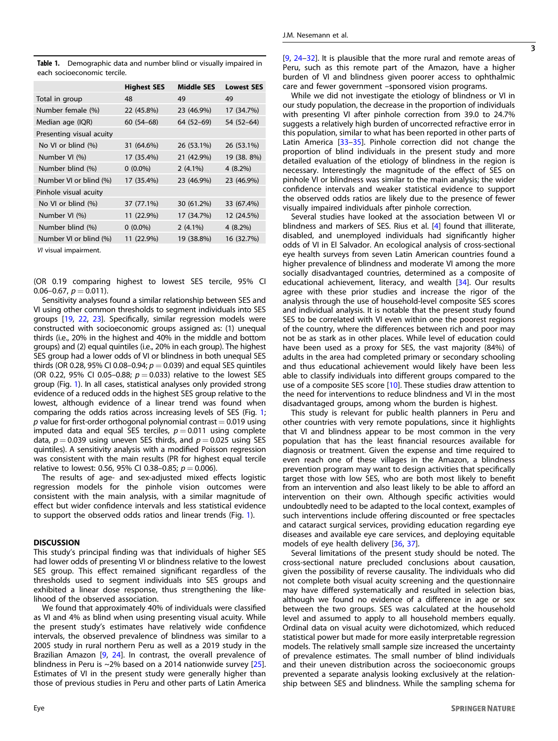**Table 1.** Demographic data and number blind or visually impaired in each socioeconomic tercile.

| | Highest SES | Middle SES | Lowest SES |
|---|---|---|---|
| Total in group | 48 | 49 | 49 |
| Number female (%) | 22 (45.8%) | 23 (46.9%) | 17 (34.7%) |
| Median age (IQR) | 60 (54–68) | 64 (52–69) | 54 (52–64) |
| Presenting visual acuity | | | |
| No VI or blind (%) | 31 (64.6%) | 26 (53.1%) | 26 (53.1%) |
| Number VI (%) | 17 (35.4%) | 21 (42.9%) | 19 (38. 8%) |
| Number blind (%) | 0 (0.0%) | 2 (4.1%) | 4 (8.2%) |
| Number VI or blind (%) | 17 (35.4%) | 23 (46.9%) | 23 (46.9%) |
| Pinhole visual acuity | | | |
| No VI or blind (%) | 37 (77.1%) | 30 (61.2%) | 33 (67.4%) |
| Number VI (%) | 11 (22.9%) | 17 (34.7%) | 12 (24.5%) |
| Number blind (%) | 0 (0.0%) | 2 (4.1%) | 4 (8.2%) |
| Number VI or blind (%) | 11 (22.9%) | 19 (38.8%) | 16 (32.7%) |

*VI* visual impairment.

(OR 0.19 comparing highest to lowest SES tercile, 95% CI 0.06–0.67, $p = 0.011$).

Sensitivity analyses found a similar relationship between SES and VI using other common thresholds to segment individuals into SES groups [19, 22, 23]. Specifically, similar regression models were constructed with socioeconomic groups assigned as: (1) unequal thirds (i.e., 20% in the highest and 40% in the middle and bottom groups) and (2) equal quintiles (i.e., 20% in each group). The highest SES group had a lower odds of VI or blindness in both unequal SES thirds (OR 0.28, 95% CI 0.08–0.94; $p = 0.039$) and equal SES quintiles (OR 0.22, 95% CI 0.05–0.88; $p = 0.033$) relative to the lowest SES group (Fig. 1). In all cases, statistical analyses only provided strong evidence of a reduced odds in the highest SES group relative to the lowest, although evidence of a linear trend was found when comparing the odds ratios across increasing levels of SES (Fig. 1; $p$ value for first-order orthogonal polynomial contrast = 0.019 using imputed data and equal SES terciles, $p = 0.011$ using complete data, $p = 0.039$ using uneven SES thirds, and $p = 0.025$ using SES quintiles). A sensitivity analysis with a modified Poisson regression was consistent with the main results (PR for highest equal tercile relative to lowest: 0.56, 95% CI 0.38–0.85; $p = 0.006$).

The results of age- and sex-adjusted mixed effects logistic regression models for the pinhole vision outcomes were consistent with the main analysis, with a similar magnitude of effect but wider confidence intervals and less statistical evidence to support the observed odds ratios and linear trends (Fig. 1).

## DISCUSSION

This study's principal finding was that individuals of higher SES had lower odds of presenting VI or blindness relative to the lowest SES group. This effect remained significant regardless of the thresholds used to segment individuals into SES groups and exhibited a linear dose response, thus strengthening the likelihood of the observed association.

We found that approximately 40% of individuals were classified as VI and 4% as blind when using presenting visual acuity. While the present study's estimates have relatively wide confidence intervals, the observed prevalence of blindness was similar to a 2005 study in rural northern Peru as well as a 2019 study in the Brazilian Amazon [9, 24]. In contrast, the overall prevalence of blindness in Peru is ~2% based on a 2014 nationwide survey [25]. Estimates of VI in the present study were generally higher than those of previous studies in Peru and other parts of Latin America [9, 24–32]. It is plausible that the more rural and remote areas of Peru, such as this remote part of the Amazon, have a higher burden of VI and blindness given poorer access to ophthalmic care and fewer government –sponsored vision programs.

While we did not investigate the etiology of blindness or VI in our study population, the decrease in the proportion of individuals with presenting VI after pinhole correction from 39.0 to 24.7% suggests a relatively high burden of uncorrected refractive error in this population, similar to what has been reported in other parts of Latin America [33–35]. Pinhole correction did not change the proportion of blind individuals in the present study and more detailed evaluation of the etiology of blindness in the region is necessary. Interestingly the magnitude of the effect of SES on pinhole VI or blindness was similar to the main analysis; the wider confidence intervals and weaker statistical evidence to support the observed odds ratios are likely due to the presence of fewer visually impaired individuals after pinhole correction.

Several studies have looked at the association between VI or blindness and markers of SES. Rius et al. [4] found that illiterate, disabled, and unemployed individuals had significantly higher odds of VI in El Salvador. An ecological analysis of cross-sectional eye health surveys from seven Latin American countries found a higher prevalence of blindness and moderate VI among the more socially disadvantaged countries, determined as a composite of educational achievement, literacy, and wealth [34]. Our results agree with these prior studies and increase the rigor of the analysis through the use of household-level composite SES scores and individual analysis. It is notable that the present study found SES to be correlated with VI even within one the poorest regions of the country, where the differences between rich and poor may not be as stark as in other places. While level of education could have been used as a proxy for SES, the vast majority (84%) of adults in the area had completed primary or secondary schooling and thus educational achievement would likely have been less able to classify individuals into different groups compared to the use of a composite SES score [10]. These studies draw attention to the need for interventions to reduce blindness and VI in the most disadvantaged groups, among whom the burden is highest.

This study is relevant for public health planners in Peru and other countries with very remote populations, since it highlights that VI and blindness appear to be most common in the very population that has the least financial resources available for diagnosis or treatment. Given the expense and time required to even reach one of these villages in the Amazon, a blindness prevention program may want to design activities that specifically target those with low SES, who are both most likely to benefit from an intervention and also least likely to be able to afford an intervention on their own. Although specific activities would undoubtedly need to be adapted to the local context, examples of such interventions include offering discounted or free spectacles and cataract surgical services, providing education regarding eye diseases and available eye care services, and deploying equitable models of eye health delivery [36, 37].

Several limitations of the present study should be noted. The cross-sectional nature precluded conclusions about causation, given the possibility of reverse causality. The individuals who did not complete both visual acuity screening and the questionnaire may have differed systematically and resulted in selection bias, although we found no evidence of a difference in age or sex between the two groups. SES was calculated at the household level and assumed to apply to all household members equally. Ordinal data on visual acuity were dichotomized, which reduced statistical power but made for more easily interpretable regression models. The relatively small sample size increased the uncertainty of prevalence estimates. The small number of blind individuals and their uneven distribution across the socioeconomic groups prevented a separate analysis looking exclusively at the relationship between SES and blindness. While the sampling schema for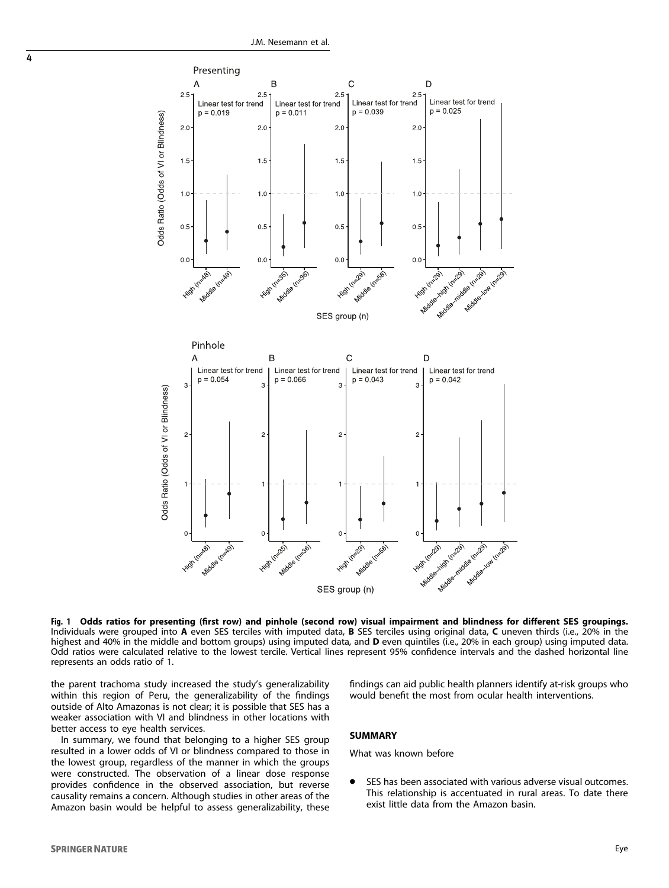**Fig. 1 Odds ratios for presenting (first row) and pinhole (second row) visual impairment and blindness for different SES groupings.** Individuals were grouped into **A** even SES terciles with imputed data, **B** SES terciles using original data, **C** uneven thirds (i.e., 20% in the highest and 40% in the middle and bottom groups) using imputed data, and **D** even quintiles (i.e., 20% in each group) using imputed data. Odd ratios were calculated relative to the lowest tercile. Vertical lines represent 95% confidence intervals and the dashed horizontal line represents an odds ratio of 1.

the parent trachoma study increased the study's generalizability within this region of Peru, the generalizability of the findings outside of Alto Amazonas is not clear; it is possible that SES has a weaker association with VI and blindness in other locations with better access to eye health services.

In summary, we found that belonging to a higher SES group resulted in a lower odds of VI or blindness compared to those in the lowest group, regardless of the manner in which the groups were constructed. The observation of a linear dose response provides confidence in the observed association, but reverse causality remains a concern. Although studies in other areas of the Amazon basin would be helpful to assess generalizability, these findings can aid public health planners identify at-risk groups who would benefit the most from ocular health interventions.

## SUMMARY

What was known before

- SES has been associated with various adverse visual outcomes. This relationship is accentuated in rural areas. To date there exist little data from the Amazon basin.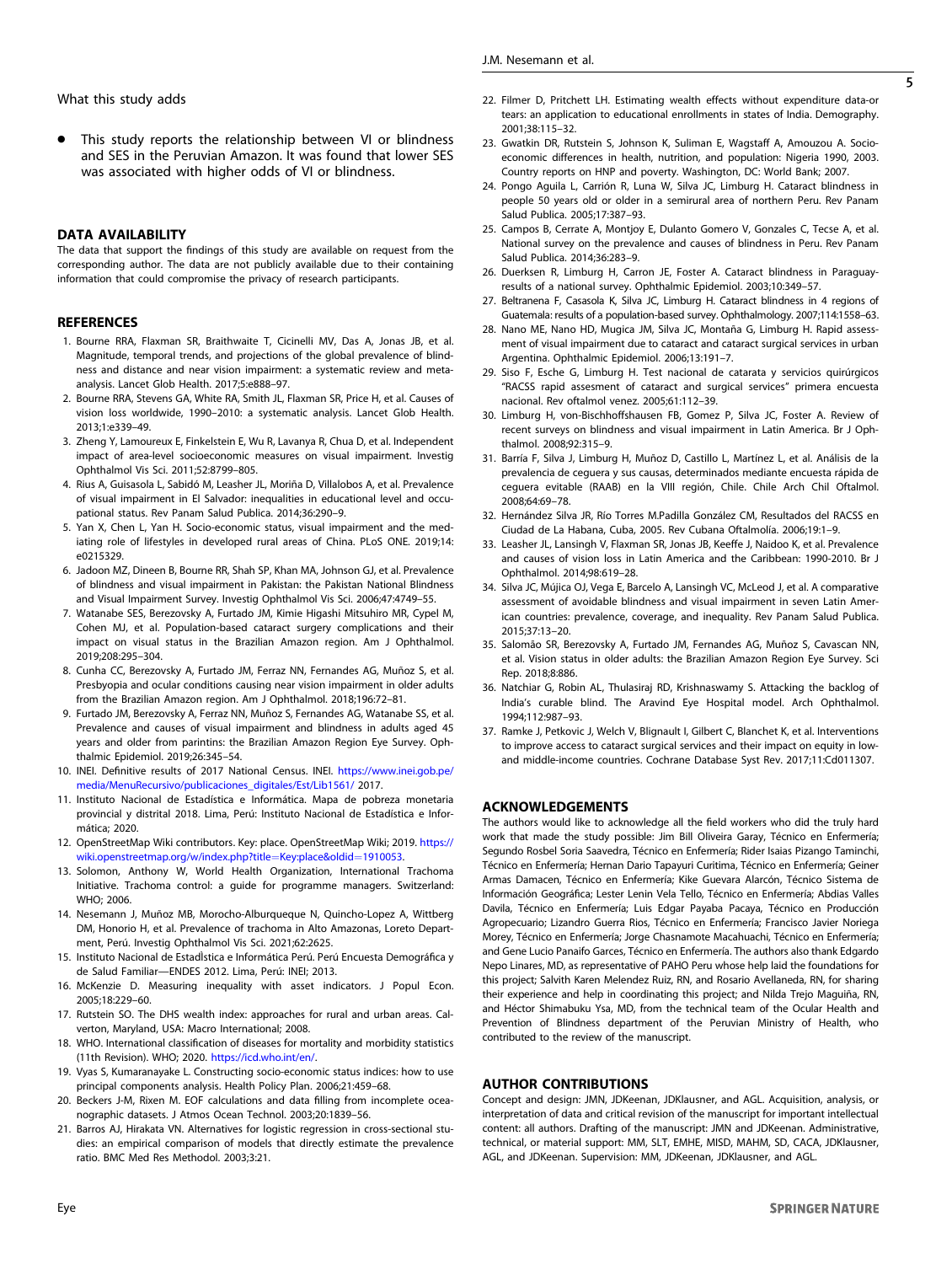What this study adds

- This study reports the relationship between VI or blindness and SES in the Peruvian Amazon. It was found that lower SES was associated with higher odds of VI or blindness.

## DATA AVAILABILITY

The data that support the findings of this study are available on request from the corresponding author. The data are not publicly available due to their containing information that could compromise the privacy of research participants.

## REFERENCES

1. Bourne RRA, Flaxman SR, Braithwaite T, Cicinelli MV, Das A, Jonas JB, et al. Magnitude, temporal trends, and projections of the global prevalence of blindness and distance and near vision impairment: a systematic review and meta-analysis. Lancet Glob Health. 2017;5:e888–97.
2. Bourne RRA, Stevens GA, White RA, Smith JL, Flaxman SR, Price H, et al. Causes of vision loss worldwide, 1990–2010: a systematic analysis. Lancet Glob Health. 2013;1:e339–49.
3. Zheng Y, Lamoureux E, Finkelstein E, Wu R, Lavanya R, Chua D, et al. Independent impact of area-level socioeconomic measures on visual impairment. Investig Ophthalmol Vis Sci. 2011;52:8799–805.
4. Rius A, Guisasola L, Sabidó M, Leasher JL, Moriña D, Villalobos A, et al. Prevalence of visual impairment in El Salvador: inequalities in educational level and occupational status. Rev Panam Salud Publica. 2014;36:290–9.
5. Yan X, Chen L, Yan H. Socio-economic status, visual impairment and the mediating role of lifestyles in developed rural areas of China. PLoS ONE. 2019;14:e0215329.
6. Jadoon MZ, Dineen B, Bourne RR, Shah SP, Khan MA, Johnson GJ, et al. Prevalence of blindness and visual impairment in Pakistan: the Pakistan National Blindness and Visual Impairment Survey. Investig Ophthalmol Vis Sci. 2006;47:4749–55.
7. Watanabe SES, Berezovsky A, Furtado JM, Kimie Higashi Mitsuhiro MR, Cypel M, Cohen MJ, et al. Population-based cataract surgery complications and their impact on visual status in the Brazilian Amazon region. Am J Ophthalmol. 2019;208:295–304.
8. Cunha CC, Berezovsky A, Furtado JM, Ferraz NN, Fernandes AG, Muñoz S, et al. Presbyopia and ocular conditions causing near vision impairment in older adults from the Brazilian Amazon region. Am J Ophthalmol. 2018;196:72–81.
9. Furtado JM, Berezovsky A, Ferraz NN, Muñoz S, Fernandes AG, Watanabe SS, et al. Prevalence and causes of visual impairment and blindness in adults aged 45 years and older from parintins: the Brazilian Amazon Region Eye Survey. Ophthalmic Epidemiol. 2019;26:345–54.
10. INEI. Definitive results of 2017 National Census. INEI. https://www.inei.gob.pe/media/MenuRecursivo/publicaciones_digitales/Est/Lib1561/ 2017.
11. Instituto Nacional de Estadística e Informática. Mapa de pobreza monetaria provincial y distrital 2018. Lima, Perú: Instituto Nacional de Estadística e Informática; 2020.
12. OpenStreetMap Wiki contributors. Key: place. OpenStreetMap Wiki; 2019. https://wiki.openstreetmap.org/w/index.php?title=Key:place&oldid=1910053.
13. Solomon, Anthony W, World Health Organization, International Trachoma Initiative. Trachoma control: a guide for programme managers. Switzerland: WHO; 2006.
14. Nesemann J, Muñoz MB, Morocho-Alburqueque N, Quincho-Lopez A, Wittberg DM, Honorio H, et al. Prevalence of trachoma in Alto Amazonas, Loreto Department, Perú. Investig Ophthalmol Vis Sci. 2021;62:2625.
15. Instituto Nacional de EstadÌstica e Informática Perú. Perú Encuesta Demográfica y de Salud Familiar—ENDES 2012. Lima, Perú: INEI; 2013.
16. McKenzie D. Measuring inequality with asset indicators. J Popul Econ. 2005;18:229–60.
17. Rutstein SO. The DHS wealth index: approaches for rural and urban areas. Calverton, Maryland, USA: Macro International; 2008.
18. WHO. International classification of diseases for mortality and morbidity statistics (11th Revision). WHO; 2020. https://icd.who.int/en/.
19. Vyas S, Kumaranayake L. Constructing socio-economic status indices: how to use principal components analysis. Health Policy Plan. 2006;21:459–68.
20. Beckers J-M, Rixen M. EOF calculations and data filling from incomplete oceanographic datasets. J Atmos Ocean Technol. 2003;20:1839–56.
21. Barros AJ, Hirakata VN. Alternatives for logistic regression in cross-sectional studies: an empirical comparison of models that directly estimate the prevalence ratio. BMC Med Res Methodol. 2003;3:21.
22. Filmer D, Pritchett LH. Estimating wealth effects without expenditure data-or tears: an application to educational enrollments in states of India. Demography. 2001;38:115–32.
23. Gwatkin DR, Rutstein S, Johnson K, Suliman E, Wagstaff A, Amouzou A. Socioeconomic differences in health, nutrition, and population: Nigeria 1990, 2003. Country reports on HNP and poverty. Washington, DC: World Bank; 2007.
24. Pongo Aguila L, Carrión R, Luna W, Silva JC, Limburg H. Cataract blindness in people 50 years old or older in a semirural area of northern Peru. Rev Panam Salud Publica. 2005;17:387–93.
25. Campos B, Cerrate A, Montjoy E, Dulanto Gomero V, Gonzales C, Tecse A, et al. National survey on the prevalence and causes of blindness in Peru. Rev Panam Salud Publica. 2014;36:283–9.
26. Duerksen R, Limburg H, Carron JE, Foster A. Cataract blindness in Paraguay-results of a national survey. Ophthalmic Epidemiol. 2003;10:349–57.
27. Beltranena F, Casasola K, Silva JC, Limburg H. Cataract blindness in 4 regions of Guatemala: results of a population-based survey. Ophthalmology. 2007;114:1558–63.
28. Nano ME, Nano HD, Mugica JM, Silva JC, Montaña G, Limburg H. Rapid assessment of visual impairment due to cataract and cataract surgical services in urban Argentina. Ophthalmic Epidemiol. 2006;13:191–7.
29. Siso F, Esche G, Limburg H. Test nacional de catarata y servicios quirúrgicos "RACSS rapid assesment of cataract and surgical services" primera encuesta nacional. Rev oftalmol venez. 2005;61:112–39.
30. Limburg H, von-Bischhoffshausen FB, Gomez P, Silva JC, Foster A. Review of recent surveys on blindness and visual impairment in Latin America. Br J Ophthalmol. 2008;92:315–9.
31. Barría F, Silva J, Limburg H, Muñoz D, Castillo L, Martínez L, et al. Análisis de la prevalencia de ceguera y sus causas, determinados mediante encuesta rápida de ceguera evitable (RAAB) en la VIII región, Chile. Chile Arch Chil Oftalmol. 2008;64:69–78.
32. Hernández Silva JR, Río Torres M.Padilla González CM, Resultados del RACSS en Ciudad de La Habana, Cuba, 2005. Rev Cubana Oftalmolía. 2006;19:1–9.
33. Leasher JL, Lansingh V, Flaxman SR, Jonas JB, Keeffe J, Naidoo K, et al. Prevalence and causes of vision loss in Latin America and the Caribbean: 1990-2010. Br J Ophthalmol. 2014;98:619–28.
34. Silva JC, Mújica OJ, Vega E, Barcelo A, Lansingh VC, McLeod J, et al. A comparative assessment of avoidable blindness and visual impairment in seven Latin American countries: prevalence, coverage, and inequality. Rev Panam Salud Publica. 2015;37:13–20.
35. Salomão SR, Berezovsky A, Furtado JM, Fernandes AG, Muñoz S, Cavascan NN, et al. Vision status in older adults: the Brazilian Amazon Region Eye Survey. Sci Rep. 2018;8:886.
36. Natchiar G, Robin AL, Thulasiraj RD, Krishnaswamy S. Attacking the backlog of India's curable blind. The Aravind Eye Hospital model. Arch Ophthalmol. 1994;112:987–93.
37. Ramke J, Petkovic J, Welch V, Blignault I, Gilbert C, Blanchet K, et al. Interventions to improve access to cataract surgical services and their impact on equity in low- and middle-income countries. Cochrane Database Syst Rev. 2017;11:Cd011307.

## ACKNOWLEDGEMENTS

The authors would like to acknowledge all the field workers who did the truly hard work that made the study possible: Jim Bill Oliveira Garay, Técnico en Enfermería; Segundo Rosbel Soria Saavedra, Técnico en Enfermería; Rider Isaias Pizango Taminchi, Técnico en Enfermería; Hernan Dario Tapayuri Curitima, Técnico en Enfermería; Geiner Armas Damacen, Técnico en Enfermería; Kike Guevara Alarcón, Técnico Sistema de Información Geográfica; Lester Lenin Vela Tello, Técnico en Enfermería; Abdias Valles Davila, Técnico en Enfermería; Luis Edgar Payaba Pacaya, Técnico en Producción Agropecuario; Lizandro Guerra Rios, Técnico en Enfermería; Francisco Javier Noriega Morey, Técnico en Enfermería; Jorge Chasnamote Macahuachi, Técnico en Enfermería; and Gene Lucio Panaifo Garces, Técnico en Enfermería. The authors also thank Edgardo Nepo Linares, MD, as representative of PAHO Peru whose help laid the foundations for this project; Salvith Karen Melendez Ruiz, RN, and Rosario Avellaneda, RN, for sharing their experience and help in coordinating this project; and Nilda Trejo Maguiña, RN, and Héctor Shimabuku Ysa, MD, from the technical team of the Ocular Health and Prevention of Blindness department of the Peruvian Ministry of Health, who contributed to the review of the manuscript.

## AUTHOR CONTRIBUTIONS

Concept and design: JMN, JDKeenan, JDKlausner, and AGL. Acquisition, analysis, or interpretation of data and critical revision of the manuscript for important intellectual content: all authors. Drafting of the manuscript: JMN and JDKeenan. Administrative, technical, or material support: MM, SLT, EMHE, MISD, MAHM, SD, CACA, JDKlausner, AGL, and JDKeenan. Supervision: MM, JDKeenan, JDKlausner, and AGL.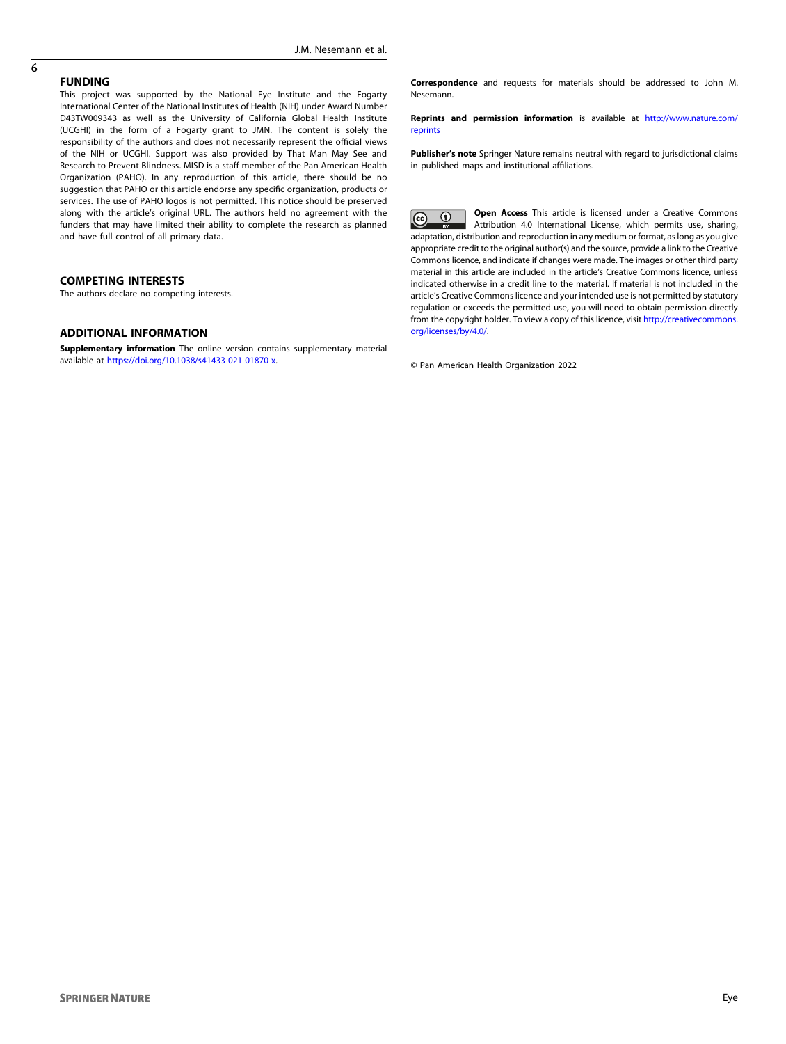## FUNDING

This project was supported by the National Eye Institute and the Fogarty International Center of the National Institutes of Health (NIH) under Award Number D43TW009343 as well as the University of California Global Health Institute (UCGHI) in the form of a Fogarty grant to JMN. The content is solely the responsibility of the authors and does not necessarily represent the official views of the NIH or UCGHI. Support was also provided by That Man May See and Research to Prevent Blindness. MISD is a staff member of the Pan American Health Organization (PAHO). In any reproduction of this article, there should be no suggestion that PAHO or this article endorse any specific organization, products or services. The use of PAHO logos is not permitted. This notice should be preserved along with the article's original URL. The authors held no agreement with the funders that may have limited their ability to complete the research as planned and have full control of all primary data.

## COMPETING INTERESTS

The authors declare no competing interests.

## ADDITIONAL INFORMATION

**Supplementary information** The online version contains supplementary material available at https://doi.org/10.1038/s41433-021-01870-x.

**Correspondence** and requests for materials should be addressed to John M. Nesemann.

**Reprints and permission information** is available at http://www.nature.com/reprints

**Publisher's note** Springer Nature remains neutral with regard to jurisdictional claims in published maps and institutional affiliations.

**Open Access** This article is licensed under a Creative Commons Attribution 4.0 International License, which permits use, sharing, adaptation, distribution and reproduction in any medium or format, as long as you give appropriate credit to the original author(s) and the source, provide a link to the Creative Commons licence, and indicate if changes were made. The images or other third party material in this article are included in the article's Creative Commons licence, unless indicated otherwise in a credit line to the material. If material is not included in the article's Creative Commons licence and your intended use is not permitted by statutory regulation or exceeds the permitted use, you will need to obtain permission directly from the copyright holder. To view a copy of this licence, visit http://creativecommons.org/licenses/by/4.0/.

© Pan American Health Organization 2022